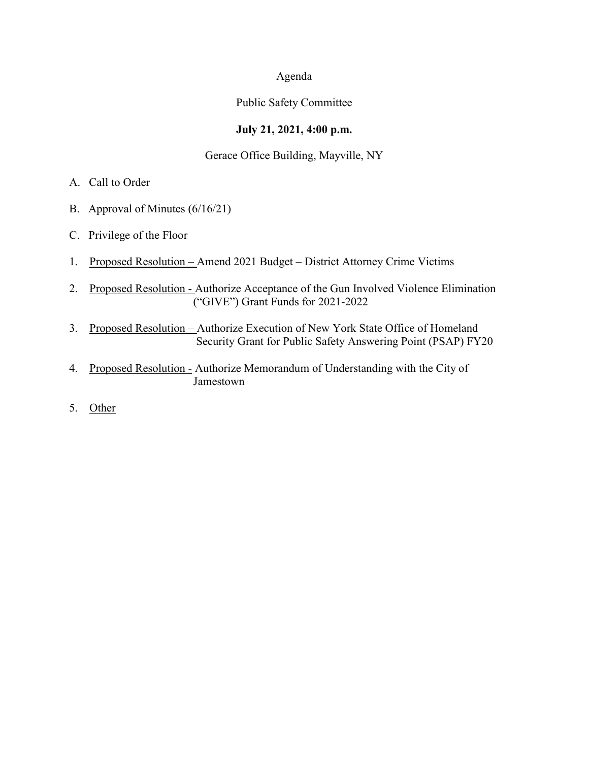# Agenda

## Public Safety Committee

**July 21, 2021, 4:00 p.m.**

Gerace Office Building, Mayville, NY

A. Call to Order

B. Approval of Minutes (6/16/21)

C. Privilege of the Floor

1. <u>Proposed Resolution –</u> Amend 2021 Budget – District Attorney Crime Victims

2. <u>Proposed Resolution -</u> Authorize Acceptance of the Gun Involved Violence Elimination ("GIVE") Grant Funds for 2021-2022

3. <u>Proposed Resolution –</u> Authorize Execution of New York State Office of Homeland Security Grant for Public Safety Answering Point (PSAP) FY20

4. <u>Proposed Resolution -</u> Authorize Memorandum of Understanding with the City of Jamestown

5. <u>Other</u>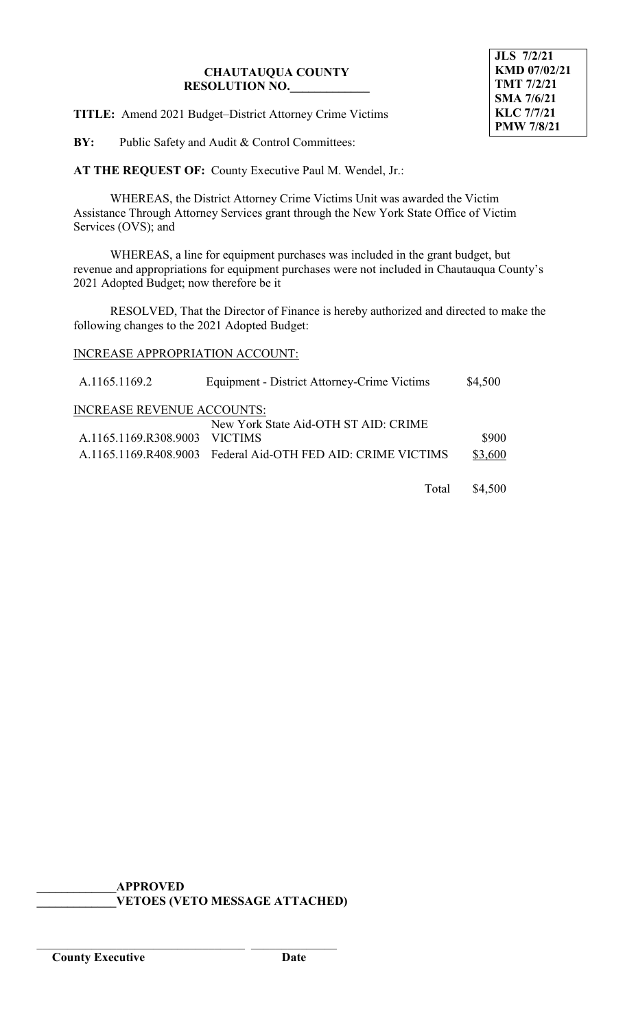**JLS 7/2/21**
**KMD 07/02/21**
**TMT 7/2/21**
**SMA 7/6/21**
**KLC 7/7/21**
**PMW 7/8/21**

**CHAUTAUQUA COUNTY**
**RESOLUTION NO.\_\_\_\_\_\_\_\_\_\_\_\_\_**

**TITLE:** Amend 2021 Budget–District Attorney Crime Victims

**BY:** Public Safety and Audit & Control Committees:

**AT THE REQUEST OF:** County Executive Paul M. Wendel, Jr.:

WHEREAS, the District Attorney Crime Victims Unit was awarded the Victim Assistance Through Attorney Services grant through the New York State Office of Victim Services (OVS); and

WHEREAS, a line for equipment purchases was included in the grant budget, but revenue and appropriations for equipment purchases were not included in Chautauqua County's 2021 Adopted Budget; now therefore be it

RESOLVED, That the Director of Finance is hereby authorized and directed to make the following changes to the 2021 Adopted Budget:

INCREASE APPROPRIATION ACCOUNT:

| | | |
|---|---|---|
| A.1165.1169.2 | Equipment - District Attorney-Crime Victims | $4,500 |

INCREASE REVENUE ACCOUNTS:

| | | |
|---|---|---|
| A.1165.1169.R308.9003 | New York State Aid-OTH ST AID: CRIME VICTIMS | $900 |
| A.1165.1169.R408.9003 | Federal Aid-OTH FED AID: CRIME VICTIMS | $3,600 |
| | Total | $4,500 |

\_\_\_\_\_\_\_\_\_\_\_\_\_**APPROVED**
\_\_\_\_\_\_\_\_\_\_\_\_\_**VETOES (VETO MESSAGE ATTACHED)**

\_\_\_\_\_\_\_\_\_\_\_\_\_\_\_\_\_\_\_\_\_\_\_\_\_\_\_\_\_\_\_\_\_\_ \_\_\_\_\_\_\_\_\_\_\_\_\_\_\_
**County Executive** **Date**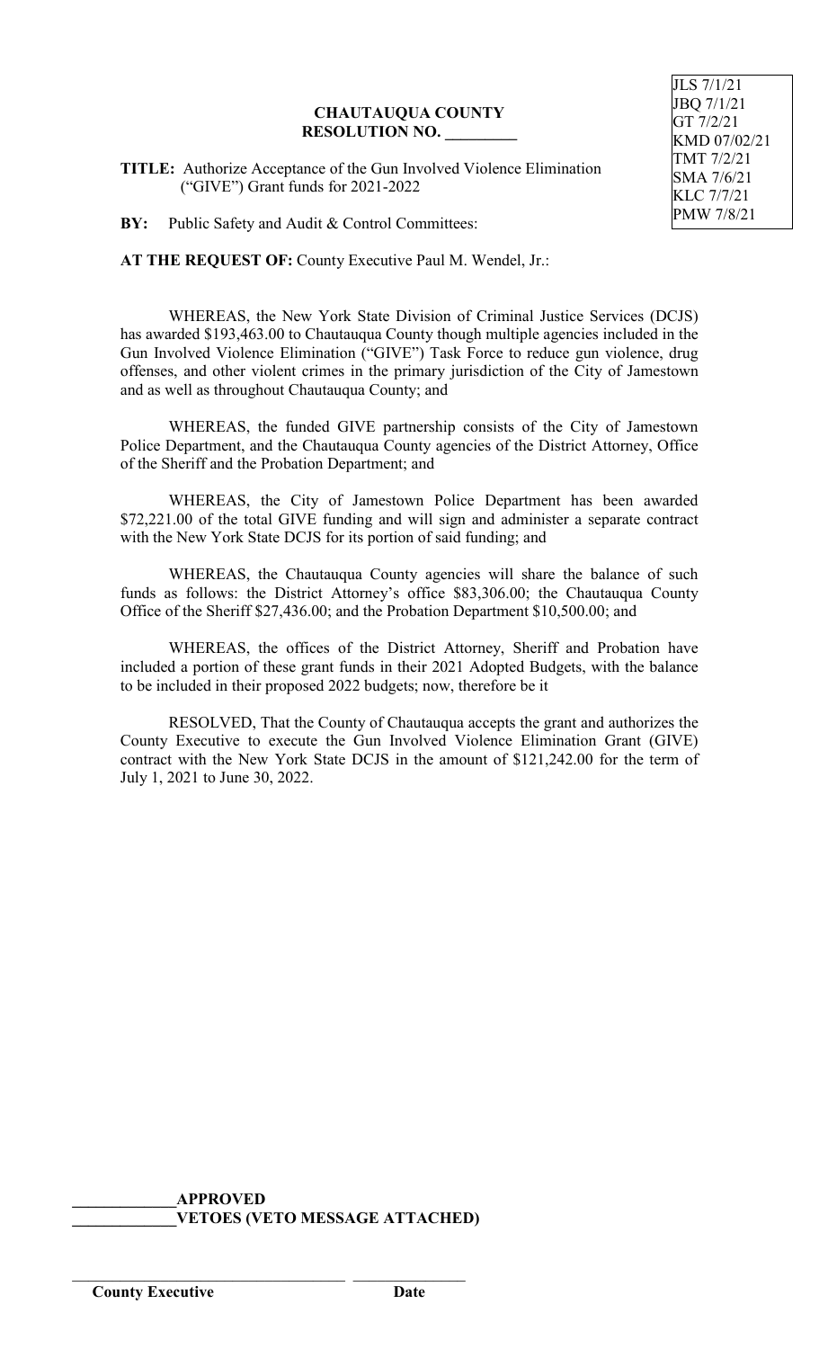JLS 7/1/21
JBQ 7/1/21
GT 7/2/21
KMD 07/02/21
TMT 7/2/21
SMA 7/6/21
KLC 7/7/21
PMW 7/8/21

**CHAUTAUQUA COUNTY**
**RESOLUTION NO. _________**

**TITLE:** Authorize Acceptance of the Gun Involved Violence Elimination ("GIVE") Grant funds for 2021-2022

**BY:** Public Safety and Audit & Control Committees:

**AT THE REQUEST OF:** County Executive Paul M. Wendel, Jr.:

WHEREAS, the New York State Division of Criminal Justice Services (DCJS) has awarded $193,463.00 to Chautauqua County though multiple agencies included in the Gun Involved Violence Elimination ("GIVE") Task Force to reduce gun violence, drug offenses, and other violent crimes in the primary jurisdiction of the City of Jamestown and as well as throughout Chautauqua County; and

WHEREAS, the funded GIVE partnership consists of the City of Jamestown Police Department, and the Chautauqua County agencies of the District Attorney, Office of the Sheriff and the Probation Department; and

WHEREAS, the City of Jamestown Police Department has been awarded $72,221.00 of the total GIVE funding and will sign and administer a separate contract with the New York State DCJS for its portion of said funding; and

WHEREAS, the Chautauqua County agencies will share the balance of such funds as follows: the District Attorney's office $83,306.00; the Chautauqua County Office of the Sheriff $27,436.00; and the Probation Department $10,500.00; and

WHEREAS, the offices of the District Attorney, Sheriff and Probation have included a portion of these grant funds in their 2021 Adopted Budgets, with the balance to be included in their proposed 2022 budgets; now, therefore be it

RESOLVED, That the County of Chautauqua accepts the grant and authorizes the County Executive to execute the Gun Involved Violence Elimination Grant (GIVE) contract with the New York State DCJS in the amount of $121,242.00 for the term of July 1, 2021 to June 30, 2022.

_____________**APPROVED**
_____________**VETOES (VETO MESSAGE ATTACHED)**

___________________________________ _______________
**County Executive** **Date**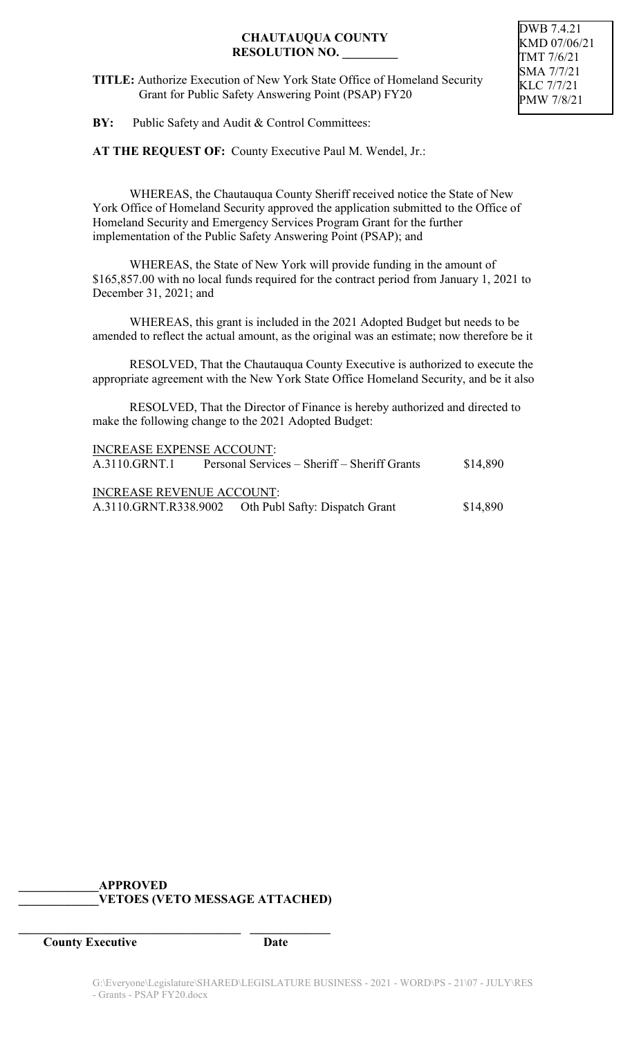DWB 7.4.21
KMD 07/06/21
TMT 7/6/21
SMA 7/7/21
KLC 7/7/21
PMW 7/8/21

**CHAUTAUQUA COUNTY**
**RESOLUTION NO. _________**

**TITLE:** Authorize Execution of New York State Office of Homeland Security Grant for Public Safety Answering Point (PSAP) FY20

**BY:** Public Safety and Audit & Control Committees:

**AT THE REQUEST OF:** County Executive Paul M. Wendel, Jr.:

WHEREAS, the Chautauqua County Sheriff received notice the State of New York Office of Homeland Security approved the application submitted to the Office of Homeland Security and Emergency Services Program Grant for the further implementation of the Public Safety Answering Point (PSAP); and

WHEREAS, the State of New York will provide funding in the amount of $165,857.00 with no local funds required for the contract period from January 1, 2021 to December 31, 2021; and

WHEREAS, this grant is included in the 2021 Adopted Budget but needs to be amended to reflect the actual amount, as the original was an estimate; now therefore be it

RESOLVED, That the Chautauqua County Executive is authorized to execute the appropriate agreement with the New York State Office Homeland Security, and be it also

RESOLVED, That the Director of Finance is hereby authorized and directed to make the following change to the 2021 Adopted Budget:

INCREASE EXPENSE ACCOUNT:

| | | |
|---|---|---|
| A.3110.GRNT.1 | Personal Services – Sheriff – Sheriff Grants | $14,890 |

INCREASE REVENUE ACCOUNT:

| | | |
|---|---|---|
| A.3110.GRNT.R338.9002 | Oth Publ Safty: Dispatch Grant | $14,890 |

_____________**APPROVED**
_____________**VETOES (VETO MESSAGE ATTACHED)**

_________________________________ _____________
**County Executive** **Date**

G:\Everyone\Legislature\SHARED\LEGISLATURE BUSINESS - 2021 - WORD\PS - 21\07 - JULY\RES - Grants - PSAP FY20.docx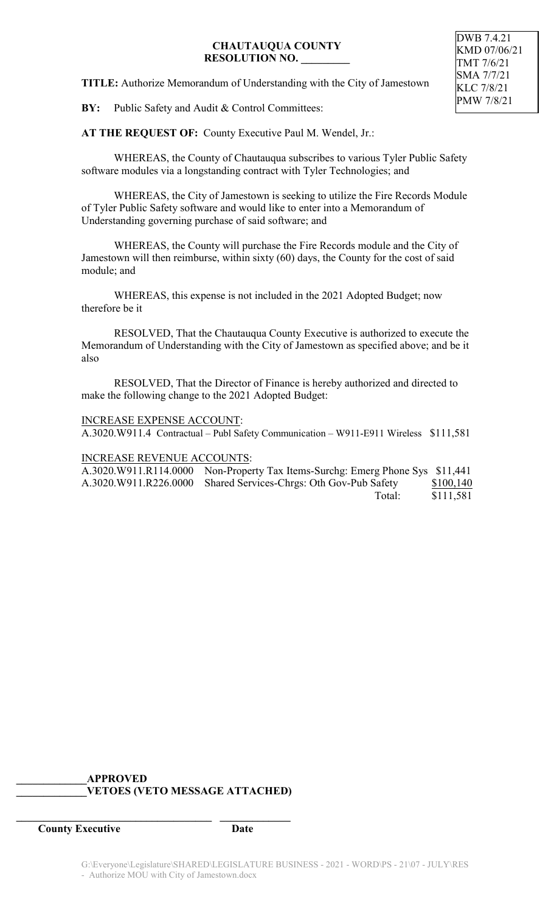DWB 7.4.21
KMD 07/06/21
TMT 7/6/21
SMA 7/7/21
KLC 7/8/21
PMW 7/8/21

**CHAUTAUQUA COUNTY**
**RESOLUTION NO. _________**

**TITLE:** Authorize Memorandum of Understanding with the City of Jamestown

**BY:** Public Safety and Audit & Control Committees:

**AT THE REQUEST OF:** County Executive Paul M. Wendel, Jr.:

WHEREAS, the County of Chautauqua subscribes to various Tyler Public Safety software modules via a longstanding contract with Tyler Technologies; and

WHEREAS, the City of Jamestown is seeking to utilize the Fire Records Module of Tyler Public Safety software and would like to enter into a Memorandum of Understanding governing purchase of said software; and

WHEREAS, the County will purchase the Fire Records module and the City of Jamestown will then reimburse, within sixty (60) days, the County for the cost of said module; and

WHEREAS, this expense is not included in the 2021 Adopted Budget; now therefore be it

RESOLVED, That the Chautauqua County Executive is authorized to execute the Memorandum of Understanding with the City of Jamestown as specified above; and be it also

RESOLVED, That the Director of Finance is hereby authorized and directed to make the following change to the 2021 Adopted Budget:

INCREASE EXPENSE ACCOUNT:

| | | |
|---|---|---|
| A.3020.W911.4 | Contractual – Publ Safety Communication – W911-E911 Wireless | $111,581 |

INCREASE REVENUE ACCOUNTS:

| | | |
|---|---|---|
| A.3020.W911.R114.0000 | Non-Property Tax Items-Surchg: Emerg Phone Sys | $11,441 |
| A.3020.W911.R226.0000 | Shared Services-Chrgs: Oth Gov-Pub Safety | $100,140 |
| | Total: | $111,581 |

_____________**APPROVED**
_____________**VETOES (VETO MESSAGE ATTACHED)**

_____________________________________ _____________
**County Executive** **Date**

G:\Everyone\Legislature\SHARED\LEGISLATURE BUSINESS - 2021 - WORD\PS - 21\07 - JULY\RES - Authorize MOU with City of Jamestown.docx